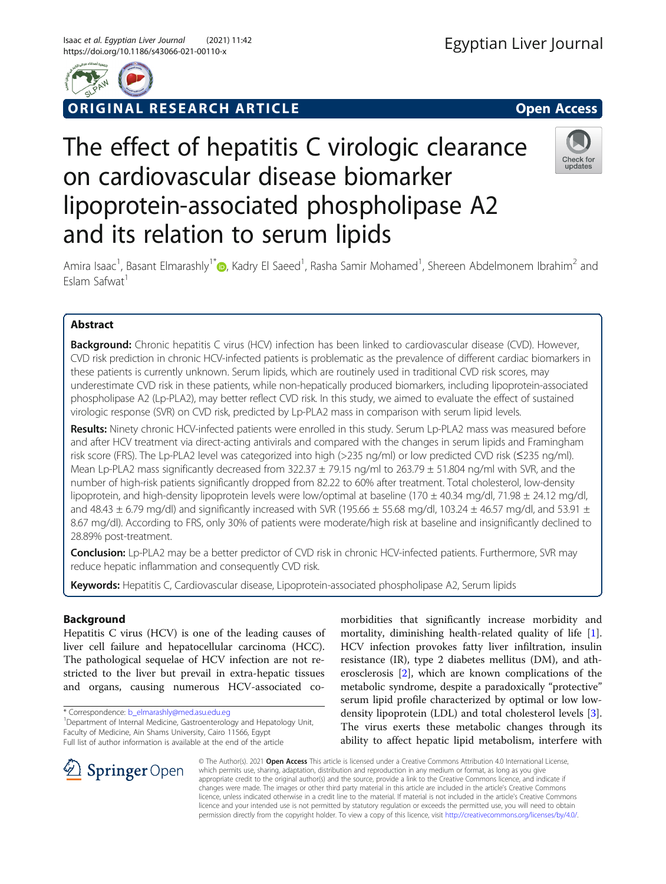ORIGINAL RESEARCH ARTICLE

Open Access

# The effect of hepatitis C virologic clearance on cardiovascular disease biomarker lipoprotein-associated phospholipase A2 and its relation to serum lipids

Amira Isaac[1], Basant Elmarashly[1*], Kadry El Saeed[1], Rasha Samir Mohamed[1], Shereen Abdelmonem Ibrahim[2] and Eslam Safwat[1]

## Abstract

**Background:** Chronic hepatitis C virus (HCV) infection has been linked to cardiovascular disease (CVD). However, CVD risk prediction in chronic HCV-infected patients is problematic as the prevalence of different cardiac biomarkers in these patients is currently unknown. Serum lipids, which are routinely used in traditional CVD risk scores, may underestimate CVD risk in these patients, while non-hepatically produced biomarkers, including lipoprotein-associated phospholipase A2 (Lp-PLA2), may better reflect CVD risk. In this study, we aimed to evaluate the effect of sustained virologic response (SVR) on CVD risk, predicted by Lp-PLA2 mass in comparison with serum lipid levels.

**Results:** Ninety chronic HCV-infected patients were enrolled in this study. Serum Lp-PLA2 mass was measured before and after HCV treatment via direct-acting antivirals and compared with the changes in serum lipids and Framingham risk score (FRS). The Lp-PLA2 level was categorized into high (>235 ng/ml) or low predicted CVD risk (≤235 ng/ml). Mean Lp-PLA2 mass significantly decreased from 322.37 ± 79.15 ng/ml to 263.79 ± 51.804 ng/ml with SVR, and the number of high-risk patients significantly dropped from 82.22 to 60% after treatment. Total cholesterol, low-density lipoprotein, and high-density lipoprotein levels were low/optimal at baseline (170 ± 40.34 mg/dl, 71.98 ± 24.12 mg/dl, and 48.43 ± 6.79 mg/dl) and significantly increased with SVR (195.66 ± 55.68 mg/dl, 103.24 ± 46.57 mg/dl, and 53.91 ± 8.67 mg/dl). According to FRS, only 30% of patients were moderate/high risk at baseline and insignificantly declined to 28.89% post-treatment.

**Conclusion:** Lp-PLA2 may be a better predictor of CVD risk in chronic HCV-infected patients. Furthermore, SVR may reduce hepatic inflammation and consequently CVD risk.

**Keywords:** Hepatitis C, Cardiovascular disease, Lipoprotein-associated phospholipase A2, Serum lipids

## Background

Hepatitis C virus (HCV) is one of the leading causes of liver cell failure and hepatocellular carcinoma (HCC). The pathological sequelae of HCV infection are not restricted to the liver but prevail in extra-hepatic tissues and organs, causing numerous HCV-associated co-morbidities that significantly increase morbidity and mortality, diminishing health-related quality of life [1]. HCV infection provokes fatty liver infiltration, insulin resistance (IR), type 2 diabetes mellitus (DM), and atherosclerosis [2], which are known complications of the metabolic syndrome, despite a paradoxically "protective" serum lipid profile characterized by optimal or low low-density lipoprotein (LDL) and total cholesterol levels [3]. The virus exerts these metabolic changes through its ability to affect hepatic lipid metabolism, interfere with

* Correspondence: b_elmarashly@med.asu.edu.eg
[1]Department of Internal Medicine, Gastroenterology and Hepatology Unit, Faculty of Medicine, Ain Shams University, Cairo 11566, Egypt
Full list of author information is available at the end of the article

© The Author(s). 2021 **Open Access** This article is licensed under a Creative Commons Attribution 4.0 International License, which permits use, sharing, adaptation, distribution and reproduction in any medium or format, as long as you give appropriate credit to the original author(s) and the source, provide a link to the Creative Commons licence, and indicate if changes were made. The images or other third party material in this article are included in the article's Creative Commons licence, unless indicated otherwise in a credit line to the material. If material is not included in the article's Creative Commons licence and your intended use is not permitted by statutory regulation or exceeds the permitted use, you will need to obtain permission directly from the copyright holder. To view a copy of this licence, visit http://creativecommons.org/licenses/by/4.0/.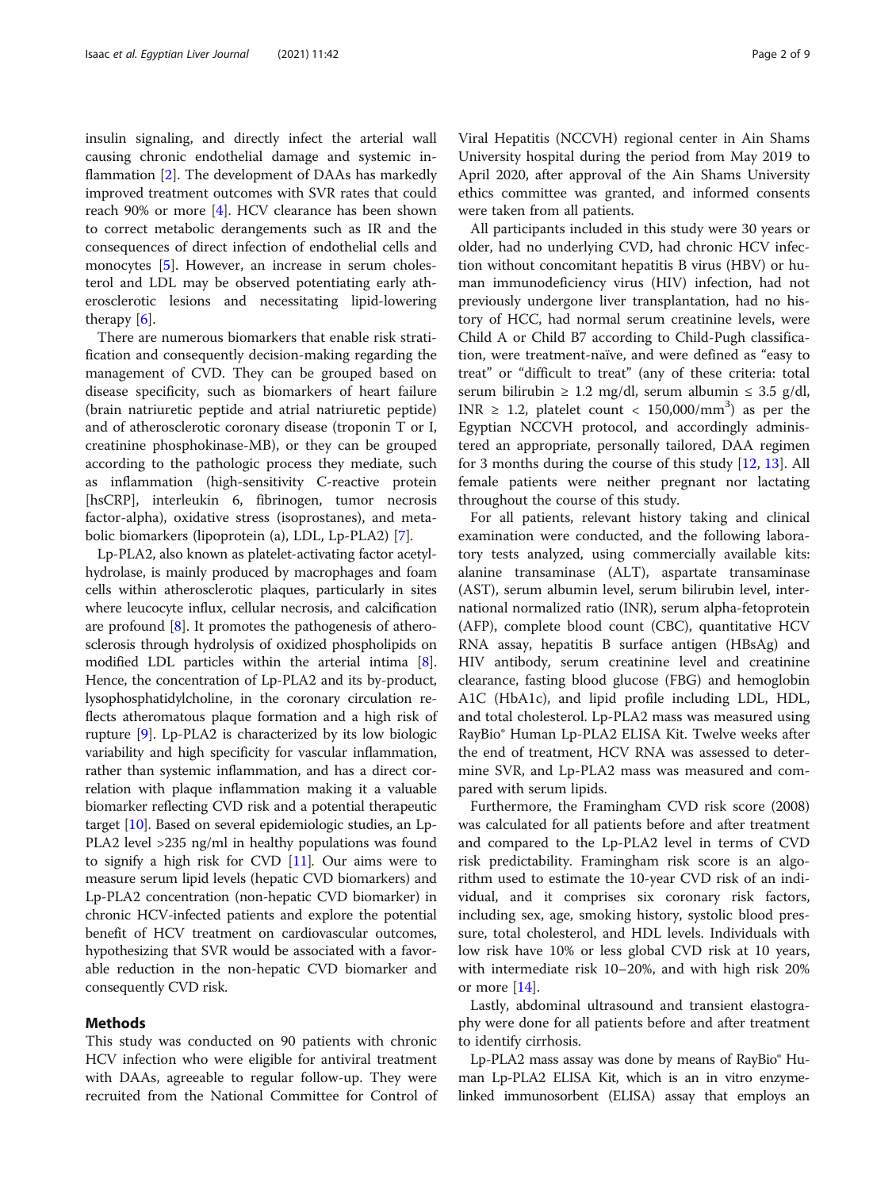insulin signaling, and directly infect the arterial wall causing chronic endothelial damage and systemic inflammation [2]. The development of DAAs has markedly improved treatment outcomes with SVR rates that could reach 90% or more [4]. HCV clearance has been shown to correct metabolic derangements such as IR and the consequences of direct infection of endothelial cells and monocytes [5]. However, an increase in serum cholesterol and LDL may be observed potentiating early atherosclerotic lesions and necessitating lipid-lowering therapy [6].

There are numerous biomarkers that enable risk stratification and consequently decision-making regarding the management of CVD. They can be grouped based on disease specificity, such as biomarkers of heart failure (brain natriuretic peptide and atrial natriuretic peptide) and of atherosclerotic coronary disease (troponin T or I, creatinine phosphokinase-MB), or they can be grouped according to the pathologic process they mediate, such as inflammation (high-sensitivity C-reactive protein [hsCRP], interleukin 6, fibrinogen, tumor necrosis factor-alpha), oxidative stress (isoprostanes), and metabolic biomarkers (lipoprotein (a), LDL, Lp-PLA2) [7].

Lp-PLA2, also known as platelet-activating factor acetylhydrolase, is mainly produced by macrophages and foam cells within atherosclerotic plaques, particularly in sites where leucocyte influx, cellular necrosis, and calcification are profound [8]. It promotes the pathogenesis of atherosclerosis through hydrolysis of oxidized phospholipids on modified LDL particles within the arterial intima [8]. Hence, the concentration of Lp-PLA2 and its by-product, lysophosphatidylcholine, in the coronary circulation reflects atheromatous plaque formation and a high risk of rupture [9]. Lp-PLA2 is characterized by its low biologic variability and high specificity for vascular inflammation, rather than systemic inflammation, and has a direct correlation with plaque inflammation making it a valuable biomarker reflecting CVD risk and a potential therapeutic target [10]. Based on several epidemiologic studies, an Lp-PLA2 level >235 ng/ml in healthy populations was found to signify a high risk for CVD [11]. Our aims were to measure serum lipid levels (hepatic CVD biomarkers) and Lp-PLA2 concentration (non-hepatic CVD biomarker) in chronic HCV-infected patients and explore the potential benefit of HCV treatment on cardiovascular outcomes, hypothesizing that SVR would be associated with a favorable reduction in the non-hepatic CVD biomarker and consequently CVD risk.

## Methods

This study was conducted on 90 patients with chronic HCV infection who were eligible for antiviral treatment with DAAs, agreeable to regular follow-up. They were recruited from the National Committee for Control of Viral Hepatitis (NCCVH) regional center in Ain Shams University hospital during the period from May 2019 to April 2020, after approval of the Ain Shams University ethics committee was granted, and informed consents were taken from all patients.

All participants included in this study were 30 years or older, had no underlying CVD, had chronic HCV infection without concomitant hepatitis B virus (HBV) or human immunodeficiency virus (HIV) infection, had not previously undergone liver transplantation, had no history of HCC, had normal serum creatinine levels, were Child A or Child B7 according to Child-Pugh classification, were treatment-naïve, and were defined as "easy to treat" or "difficult to treat" (any of these criteria: total serum bilirubin ≥ 1.2 mg/dl, serum albumin ≤ 3.5 g/dl, INR ≥ 1.2, platelet count < 150,000/mm$^3$) as per the Egyptian NCCVH protocol, and accordingly administered an appropriate, personally tailored, DAA regimen for 3 months during the course of this study [12, 13]. All female patients were neither pregnant nor lactating throughout the course of this study.

For all patients, relevant history taking and clinical examination were conducted, and the following laboratory tests analyzed, using commercially available kits: alanine transaminase (ALT), aspartate transaminase (AST), serum albumin level, serum bilirubin level, international normalized ratio (INR), serum alpha-fetoprotein (AFP), complete blood count (CBC), quantitative HCV RNA assay, hepatitis B surface antigen (HBsAg) and HIV antibody, serum creatinine level and creatinine clearance, fasting blood glucose (FBG) and hemoglobin A1C (HbA1c), and lipid profile including LDL, HDL, and total cholesterol. Lp-PLA2 mass was measured using RayBio® Human Lp-PLA2 ELISA Kit. Twelve weeks after the end of treatment, HCV RNA was assessed to determine SVR, and Lp-PLA2 mass was measured and compared with serum lipids.

Furthermore, the Framingham CVD risk score (2008) was calculated for all patients before and after treatment and compared to the Lp-PLA2 level in terms of CVD risk predictability. Framingham risk score is an algorithm used to estimate the 10-year CVD risk of an individual, and it comprises six coronary risk factors, including sex, age, smoking history, systolic blood pressure, total cholesterol, and HDL levels. Individuals with low risk have 10% or less global CVD risk at 10 years, with intermediate risk 10–20%, and with high risk 20% or more [14].

Lastly, abdominal ultrasound and transient elastography were done for all patients before and after treatment to identify cirrhosis.

Lp-PLA2 mass assay was done by means of RayBio® Human Lp-PLA2 ELISA Kit, which is an in vitro enzyme-linked immunosorbent (ELISA) assay that employs an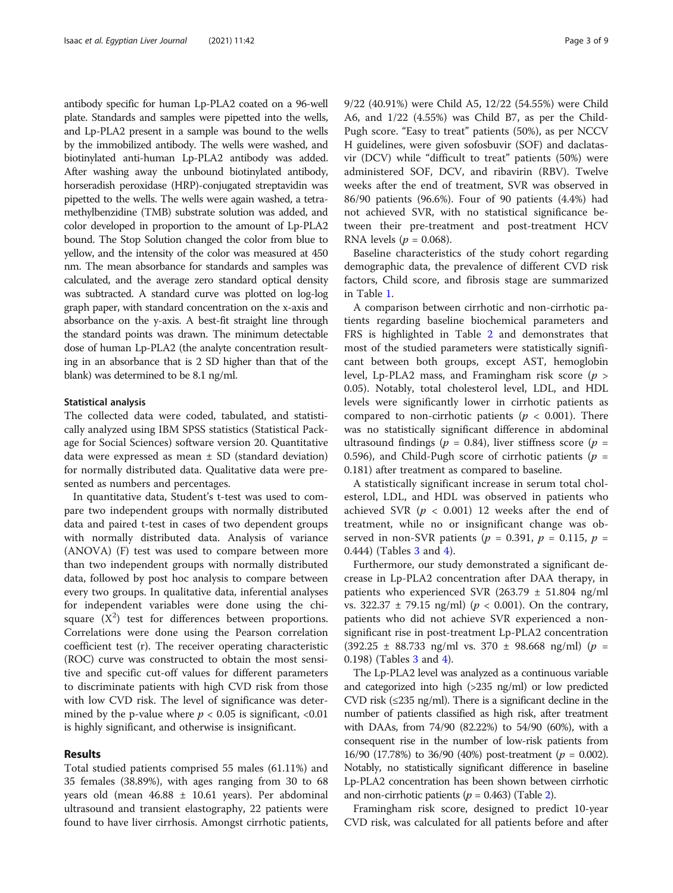antibody specific for human Lp-PLA2 coated on a 96-well plate. Standards and samples were pipetted into the wells, and Lp-PLA2 present in a sample was bound to the wells by the immobilized antibody. The wells were washed, and biotinylated anti-human Lp-PLA2 antibody was added. After washing away the unbound biotinylated antibody, horseradish peroxidase (HRP)-conjugated streptavidin was pipetted to the wells. The wells were again washed, a tetramethylbenzidine (TMB) substrate solution was added, and color developed in proportion to the amount of Lp-PLA2 bound. The Stop Solution changed the color from blue to yellow, and the intensity of the color was measured at 450 nm. The mean absorbance for standards and samples was calculated, and the average zero standard optical density was subtracted. A standard curve was plotted on log-log graph paper, with standard concentration on the x-axis and absorbance on the y-axis. A best-fit straight line through the standard points was drawn. The minimum detectable dose of human Lp-PLA2 (the analyte concentration resulting in an absorbance that is 2 SD higher than that of the blank) was determined to be 8.1 ng/ml.

### Statistical analysis

The collected data were coded, tabulated, and statistically analyzed using IBM SPSS statistics (Statistical Package for Social Sciences) software version 20. Quantitative data were expressed as mean ± SD (standard deviation) for normally distributed data. Qualitative data were presented as numbers and percentages.

In quantitative data, Student's t-test was used to compare two independent groups with normally distributed data and paired t-test in cases of two dependent groups with normally distributed data. Analysis of variance (ANOVA) (F) test was used to compare between more than two independent groups with normally distributed data, followed by post hoc analysis to compare between every two groups. In qualitative data, inferential analyses for independent variables were done using the chi-square ($X^2$) test for differences between proportions. Correlations were done using the Pearson correlation coefficient test (r). The receiver operating characteristic (ROC) curve was constructed to obtain the most sensitive and specific cut-off values for different parameters to discriminate patients with high CVD risk from those with low CVD risk. The level of significance was determined by the p-value where $p < 0.05$ is significant, $<0.01$ is highly significant, and otherwise is insignificant.

## Results

Total studied patients comprised 55 males (61.11%) and 35 females (38.89%), with ages ranging from 30 to 68 years old (mean 46.88 ± 10.61 years). Per abdominal ultrasound and transient elastography, 22 patients were found to have liver cirrhosis. Amongst cirrhotic patients, 9/22 (40.91%) were Child A5, 12/22 (54.55%) were Child A6, and 1/22 (4.55%) was Child B7, as per the Child-Pugh score. "Easy to treat" patients (50%), as per NCCVH guidelines, were given sofosbuvir (SOF) and daclatasvir (DCV) while "difficult to treat" patients (50%) were administered SOF, DCV, and ribavirin (RBV). Twelve weeks after the end of treatment, SVR was observed in 86/90 patients (96.6%). Four of 90 patients (4.4%) had not achieved SVR, with no statistical significance between their pre-treatment and post-treatment HCV RNA levels ($p = 0.068$).

Baseline characteristics of the study cohort regarding demographic data, the prevalence of different CVD risk factors, Child score, and fibrosis stage are summarized in Table 1.

A comparison between cirrhotic and non-cirrhotic patients regarding baseline biochemical parameters and FRS is highlighted in Table 2 and demonstrates that most of the studied parameters were statistically significant between both groups, except AST, hemoglobin level, Lp-PLA2 mass, and Framingham risk score ($p > 0.05$). Notably, total cholesterol level, LDL, and HDL levels were significantly lower in cirrhotic patients as compared to non-cirrhotic patients ($p < 0.001$). There was no statistically significant difference in abdominal ultrasound findings ($p = 0.84$), liver stiffness score ($p = 0.596$), and Child-Pugh score of cirrhotic patients ($p = 0.181$) after treatment as compared to baseline.

A statistically significant increase in serum total cholesterol, LDL, and HDL was observed in patients who achieved SVR ($p < 0.001$) 12 weeks after the end of treatment, while no or insignificant change was observed in non-SVR patients ($p = 0.391$, $p = 0.115$, $p = 0.444$) (Tables 3 and 4).

Furthermore, our study demonstrated a significant decrease in Lp-PLA2 concentration after DAA therapy, in patients who experienced SVR (263.79 ± 51.804 ng/ml vs. 322.37 ± 79.15 ng/ml) ($p < 0.001$). On the contrary, patients who did not achieve SVR experienced a non-significant rise in post-treatment Lp-PLA2 concentration (392.25 ± 88.733 ng/ml vs. 370 ± 98.668 ng/ml) ($p = 0.198$) (Tables 3 and 4).

The Lp-PLA2 level was analyzed as a continuous variable and categorized into high (>235 ng/ml) or low predicted CVD risk (≤235 ng/ml). There is a significant decline in the number of patients classified as high risk, after treatment with DAAs, from 74/90 (82.22%) to 54/90 (60%), with a consequent rise in the number of low-risk patients from 16/90 (17.78%) to 36/90 (40%) post-treatment ($p = 0.002$). Notably, no statistically significant difference in baseline Lp-PLA2 concentration has been shown between cirrhotic and non-cirrhotic patients ($p = 0.463$) (Table 2).

Framingham risk score, designed to predict 10-year CVD risk, was calculated for all patients before and after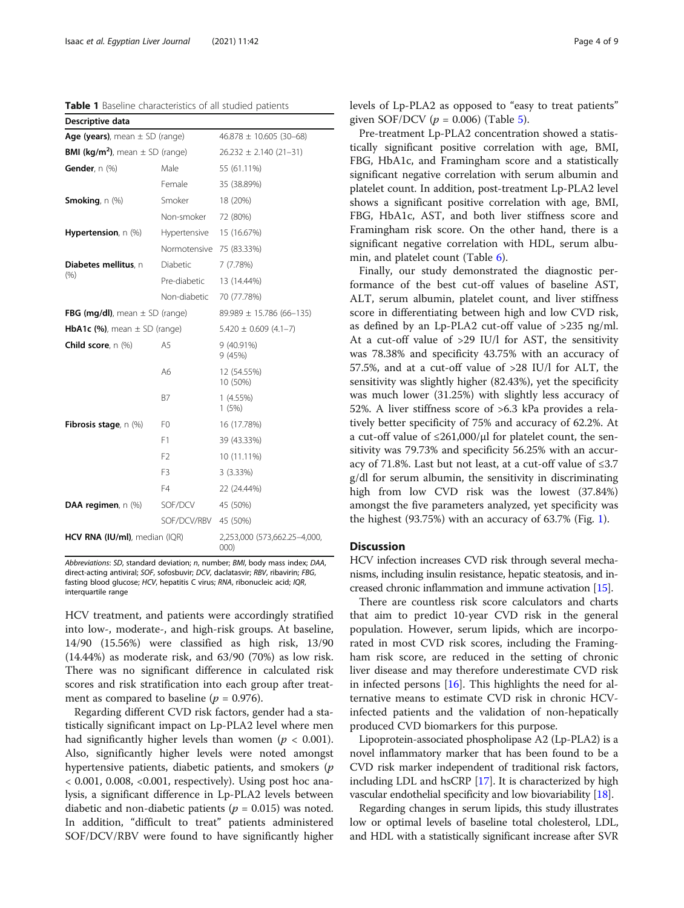**Table 1** Baseline characteristics of all studied patients

| Descriptive data | | |
|---|---|---|
| **Age (years)**, mean ± SD (range) | | 46.878 ± 10.605 (30–68) |
| **BMI (kg/m²)**, mean ± SD (range) | | 26.232 ± 2.140 (21–31) |
| **Gender**, n (%) | Male | 55 (61.11%) |
| | Female | 35 (38.89%) |
| **Smoking**, n (%) | Smoker | 18 (20%) |
| | Non-smoker | 72 (80%) |
| **Hypertension**, n (%) | Hypertensive | 15 (16.67%) |
| | Normotensive | 75 (83.33%) |
| **Diabetes mellitus**, n (%) | Diabetic | 7 (7.78%) |
| | Pre-diabetic | 13 (14.44%) |
| | Non-diabetic | 70 (77.78%) |
| **FBG (mg/dl)**, mean ± SD (range) | | 89.989 ± 15.786 (66–135) |
| **HbA1c (%)**, mean ± SD (range) | | 5.420 ± 0.609 (4.1–7) |
| **Child score**, n (%) | A5 | 9 (40.91%) 9 (45%) |
| | A6 | 12 (54.55%) 10 (50%) |
| | B7 | 1 (4.55%) 1 (5%) |
| **Fibrosis stage**, n (%) | F0 | 16 (17.78%) |
| | F1 | 39 (43.33%) |
| | F2 | 10 (11.11%) |
| | F3 | 3 (3.33%) |
| | F4 | 22 (24.44%) |
| **DAA regimen**, n (%) | SOF/DCV | 45 (50%) |
| | SOF/DCV/RBV | 45 (50%) |
| **HCV RNA (IU/ml)**, median (IQR) | | 2,253,000 (573,662.25–4,000,000) |

*Abbreviations*: *SD*, standard deviation; *n*, number; *BMI*, body mass index; *DAA*, direct-acting antiviral; *SOF*, sofosbuvir; *DCV*, daclatasvir; *RBV*, ribavirin; *FBG*, fasting blood glucose; *HCV*, hepatitis C virus; *RNA*, ribonucleic acid; *IQR*, interquartile range

HCV treatment, and patients were accordingly stratified into low-, moderate-, and high-risk groups. At baseline, 14/90 (15.56%) were classified as high risk, 13/90 (14.44%) as moderate risk, and 63/90 (70%) as low risk. There was no significant difference in calculated risk scores and risk stratification into each group after treatment as compared to baseline ($p$ = 0.976).

Regarding different CVD risk factors, gender had a statistically significant impact on Lp-PLA2 level where men had significantly higher levels than women ($p$ < 0.001). Also, significantly higher levels were noted amongst hypertensive patients, diabetic patients, and smokers ($p$ < 0.001, 0.008, <0.001, respectively). Using post hoc analysis, a significant difference in Lp-PLA2 levels between diabetic and non-diabetic patients ($p$ = 0.015) was noted. In addition, "difficult to treat" patients administered SOF/DCV/RBV were found to have significantly higher levels of Lp-PLA2 as opposed to "easy to treat patients" given SOF/DCV ($p$ = 0.006) (Table 5).

Pre-treatment Lp-PLA2 concentration showed a statistically significant positive correlation with age, BMI, FBG, HbA1c, and Framingham score and a statistically significant negative correlation with serum albumin and platelet count. In addition, post-treatment Lp-PLA2 level shows a significant positive correlation with age, BMI, FBG, HbA1c, AST, and both liver stiffness score and Framingham risk score. On the other hand, there is a significant negative correlation with HDL, serum albumin, and platelet count (Table 6).

Finally, our study demonstrated the diagnostic performance of the best cut-off values of baseline AST, ALT, serum albumin, platelet count, and liver stiffness score in differentiating between high and low CVD risk, as defined by an Lp-PLA2 cut-off value of >235 ng/ml. At a cut-off value of >29 IU/l for AST, the sensitivity was 78.38% and specificity 43.75% with an accuracy of 57.5%, and at a cut-off value of >28 IU/l for ALT, the sensitivity was slightly higher (82.43%), yet the specificity was much lower (31.25%) with slightly less accuracy of 52%. A liver stiffness score of >6.3 kPa provides a relatively better specificity of 75% and accuracy of 62.2%. At a cut-off value of ≤261,000/μl for platelet count, the sensitivity was 79.73% and specificity 56.25% with an accuracy of 71.8%. Last but not least, at a cut-off value of ≤3.7 g/dl for serum albumin, the sensitivity in discriminating high from low CVD risk was the lowest (37.84%) amongst the five parameters analyzed, yet specificity was the highest (93.75%) with an accuracy of 63.7% (Fig. 1).

## Discussion

HCV infection increases CVD risk through several mechanisms, including insulin resistance, hepatic steatosis, and increased chronic inflammation and immune activation [15].

There are countless risk score calculators and charts that aim to predict 10-year CVD risk in the general population. However, serum lipids, which are incorporated in most CVD risk scores, including the Framingham risk score, are reduced in the setting of chronic liver disease and may therefore underestimate CVD risk in infected persons [16]. This highlights the need for alternative means to estimate CVD risk in chronic HCV-infected patients and the validation of non-hepatically produced CVD biomarkers for this purpose.

Lipoprotein-associated phospholipase A2 (Lp-PLA2) is a novel inflammatory marker that has been found to be a CVD risk marker independent of traditional risk factors, including LDL and hsCRP [17]. It is characterized by high vascular endothelial specificity and low biovariability [18].

Regarding changes in serum lipids, this study illustrates low or optimal levels of baseline total cholesterol, LDL, and HDL with a statistically significant increase after SVR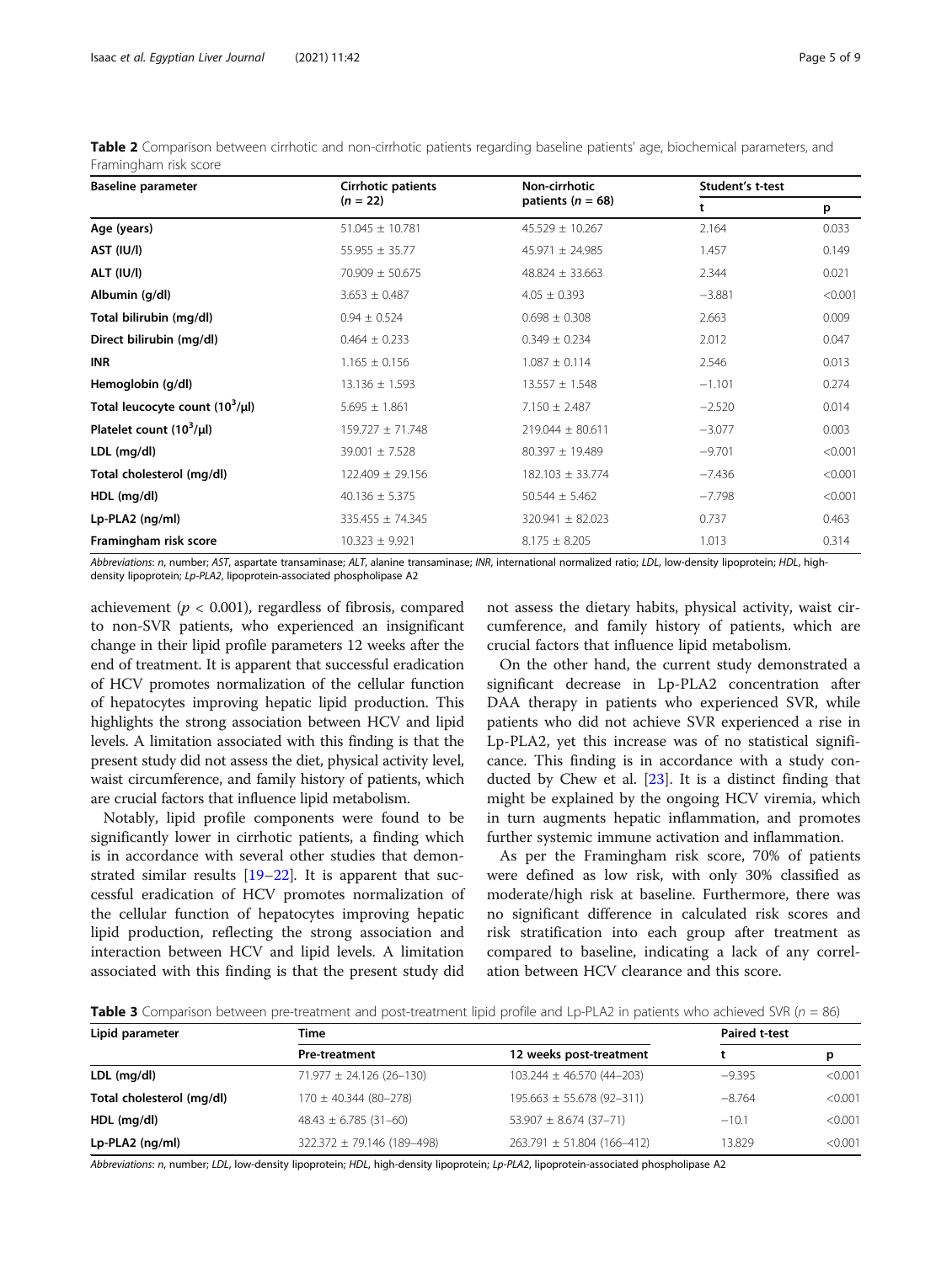**Table 2** Comparison between cirrhotic and non-cirrhotic patients regarding baseline patients' age, biochemical parameters, and Framingham risk score

| Baseline parameter | Cirrhotic patients ($n$ = 22) | Non-cirrhotic patients ($n$ = 68) | Student's t-test | |
|---|---|---|---|---|
| | | | t | p |
| **Age (years)** | 51.045 ± 10.781 | 45.529 ± 10.267 | 2.164 | 0.033 |
| **AST (IU/l)** | 55.955 ± 35.77 | 45.971 ± 24.985 | 1.457 | 0.149 |
| **ALT (IU/l)** | 70.909 ± 50.675 | 48.824 ± 33.663 | 2.344 | 0.021 |
| **Albumin (g/dl)** | 3.653 ± 0.487 | 4.05 ± 0.393 | −3.881 | <0.001 |
| **Total bilirubin (mg/dl)** | 0.94 ± 0.524 | 0.698 ± 0.308 | 2.663 | 0.009 |
| **Direct bilirubin (mg/dl)** | 0.464 ± 0.233 | 0.349 ± 0.234 | 2.012 | 0.047 |
| **INR** | 1.165 ± 0.156 | 1.087 ± 0.114 | 2.546 | 0.013 |
| **Hemoglobin (g/dl)** | 13.136 ± 1.593 | 13.557 ± 1.548 | −1.101 | 0.274 |
| **Total leucocyte count ($10^3$/μl)** | 5.695 ± 1.861 | 7.150 ± 2.487 | −2.520 | 0.014 |
| **Platelet count ($10^3$/μl)** | 159.727 ± 71.748 | 219.044 ± 80.611 | −3.077 | 0.003 |
| **LDL (mg/dl)** | 39.001 ± 7.528 | 80.397 ± 19.489 | −9.701 | <0.001 |
| **Total cholesterol (mg/dl)** | 122.409 ± 29.156 | 182.103 ± 33.774 | −7.436 | <0.001 |
| **HDL (mg/dl)** | 40.136 ± 5.375 | 50.544 ± 5.462 | −7.798 | <0.001 |
| **Lp-PLA2 (ng/ml)** | 335.455 ± 74.345 | 320.941 ± 82.023 | 0.737 | 0.463 |
| **Framingham risk score** | 10.323 ± 9.921 | 8.175 ± 8.205 | 1.013 | 0.314 |

*Abbreviations*: *n*, number; *AST*, aspartate transaminase; *ALT*, alanine transaminase; *INR*, international normalized ratio; *LDL*, low-density lipoprotein; *HDL*, high-density lipoprotein; *Lp-PLA2*, lipoprotein-associated phospholipase A2

achievement ($p$ < 0.001), regardless of fibrosis, compared to non-SVR patients, who experienced an insignificant change in their lipid profile parameters 12 weeks after the end of treatment. It is apparent that successful eradication of HCV promotes normalization of the cellular function of hepatocytes improving hepatic lipid production. This highlights the strong association between HCV and lipid levels. A limitation associated with this finding is that the present study did not assess the diet, physical activity level, waist circumference, and family history of patients, which are crucial factors that influence lipid metabolism.

Notably, lipid profile components were found to be significantly lower in cirrhotic patients, a finding which is in accordance with several other studies that demonstrated similar results [19–22]. It is apparent that successful eradication of HCV promotes normalization of the cellular function of hepatocytes improving hepatic lipid production, reflecting the strong association and interaction between HCV and lipid levels. A limitation associated with this finding is that the present study did not assess the dietary habits, physical activity, waist circumference, and family history of patients, which are crucial factors that influence lipid metabolism.

On the other hand, the current study demonstrated a significant decrease in Lp-PLA2 concentration after DAA therapy in patients who experienced SVR, while patients who did not achieve SVR experienced a rise in Lp-PLA2, yet this increase was of no statistical significance. This finding is in accordance with a study conducted by Chew et al. [23]. It is a distinct finding that might be explained by the ongoing HCV viremia, which in turn augments hepatic inflammation, and promotes further systemic immune activation and inflammation.

As per the Framingham risk score, 70% of patients were defined as low risk, with only 30% classified as moderate/high risk at baseline. Furthermore, there was no significant difference in calculated risk scores and risk stratification into each group after treatment as compared to baseline, indicating a lack of any correlation between HCV clearance and this score.

**Table 3** Comparison between pre-treatment and post-treatment lipid profile and Lp-PLA2 in patients who achieved SVR ($n$ = 86)

| Lipid parameter | Time | | Paired t-test | |
|---|---|---|---|---|
| | Pre-treatment | 12 weeks post-treatment | t | p |
| **LDL (mg/dl)** | 71.977 ± 24.126 (26–130) | 103.244 ± 46.570 (44–203) | −9.395 | <0.001 |
| **Total cholesterol (mg/dl)** | 170 ± 40.344 (80–278) | 195.663 ± 55.678 (92–311) | −8.764 | <0.001 |
| **HDL (mg/dl)** | 48.43 ± 6.785 (31–60) | 53.907 ± 8.674 (37–71) | −10.1 | <0.001 |
| **Lp-PLA2 (ng/ml)** | 322.372 ± 79.146 (189–498) | 263.791 ± 51.804 (166–412) | 13.829 | <0.001 |

*Abbreviations*: *n*, number; *LDL*, low-density lipoprotein; *HDL*, high-density lipoprotein; *Lp-PLA2*, lipoprotein-associated phospholipase A2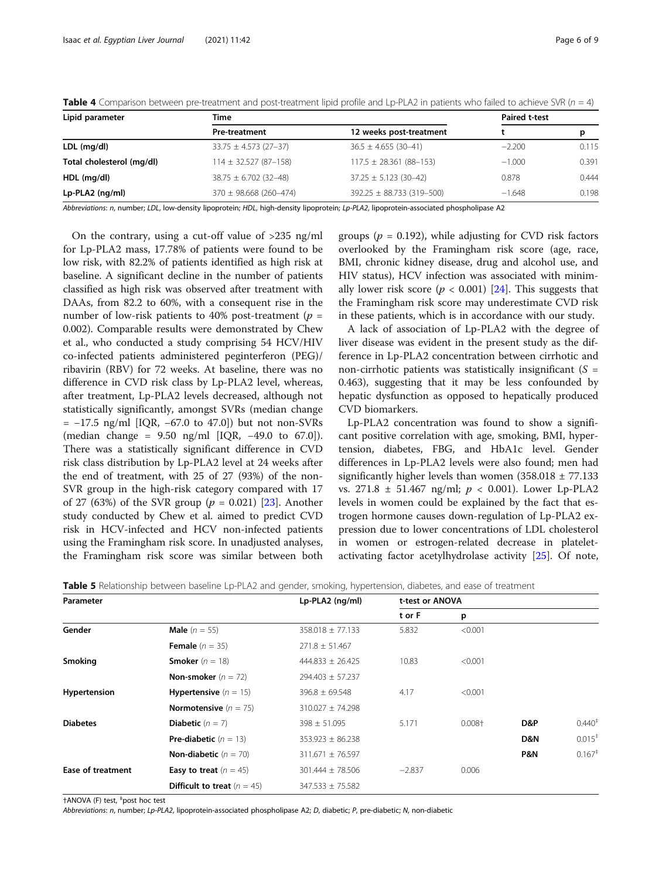**Table 4** Comparison between pre-treatment and post-treatment lipid profile and Lp-PLA2 in patients who failed to achieve SVR ($n = 4$)

| Lipid parameter | Time | | Paired t-test | |
|---|---|---|---|---|
| | Pre-treatment | 12 weeks post-treatment | t | p |
| LDL (mg/dl) | 33.75 ± 4.573 (27–37) | 36.5 ± 4.655 (30–41) | −2.200 | 0.115 |
| Total cholesterol (mg/dl) | 114 ± 32.527 (87–158) | 117.5 ± 28.361 (88–153) | −1.000 | 0.391 |
| HDL (mg/dl) | 38.75 ± 6.702 (32–48) | 37.25 ± 5.123 (30–42) | 0.878 | 0.444 |
| Lp-PLA2 (ng/ml) | 370 ± 98.668 (260–474) | 392.25 ± 88.733 (319–500) | −1.648 | 0.198 |

*Abbreviations*: *n*, number; *LDL*, low-density lipoprotein; *HDL*, high-density lipoprotein; *Lp-PLA2*, lipoprotein-associated phospholipase A2

On the contrary, using a cut-off value of >235 ng/ml for Lp-PLA2 mass, 17.78% of patients were found to be low risk, with 82.2% of patients identified as high risk at baseline. A significant decline in the number of patients classified as high risk was observed after treatment with DAAs, from 82.2 to 60%, with a consequent rise in the number of low-risk patients to 40% post-treatment ($p = 0.002$). Comparable results were demonstrated by Chew et al., who conducted a study comprising 54 HCV/HIV co-infected patients administered peginterferon (PEG)/ribavirin (RBV) for 72 weeks. At baseline, there was no difference in CVD risk class by Lp-PLA2 level, whereas, after treatment, Lp-PLA2 levels decreased, although not statistically significantly, amongst SVRs (median change = −17.5 ng/ml [IQR, −67.0 to 47.0]) but not non-SVRs (median change = 9.50 ng/ml [IQR, −49.0 to 67.0]). There was a statistically significant difference in CVD risk class distribution by Lp-PLA2 level at 24 weeks after the end of treatment, with 25 of 27 (93%) of the non-SVR group in the high-risk category compared with 17 of 27 (63%) of the SVR group ($p = 0.021$) [23]. Another study conducted by Chew et al. aimed to predict CVD risk in HCV-infected and HCV non-infected patients using the Framingham risk score. In unadjusted analyses, the Framingham risk score was similar between both groups ($p = 0.192$), while adjusting for CVD risk factors overlooked by the Framingham risk score (age, race, BMI, chronic kidney disease, drug and alcohol use, and HIV status), HCV infection was associated with minimally lower risk score ($p < 0.001$) [24]. This suggests that the Framingham risk score may underestimate CVD risk in these patients, which is in accordance with our study.

A lack of association of Lp-PLA2 with the degree of liver disease was evident in the present study as the difference in Lp-PLA2 concentration between cirrhotic and non-cirrhotic patients was statistically insignificant ($S = 0.463$), suggesting that it may be less confounded by hepatic dysfunction as opposed to hepatically produced CVD biomarkers.

Lp-PLA2 concentration was found to show a significant positive correlation with age, smoking, BMI, hypertension, diabetes, FBG, and HbA1c level. Gender differences in Lp-PLA2 levels were also found; men had significantly higher levels than women (358.018 ± 77.133 vs. 271.8 ± 51.467 ng/ml; $p < 0.001$). Lower Lp-PLA2 levels in women could be explained by the fact that estrogen hormone causes down-regulation of Lp-PLA2 expression due to lower concentrations of LDL cholesterol in women or estrogen-related decrease in platelet-activating factor acetylhydrolase activity [25]. Of note,

**Table 5** Relationship between baseline Lp-PLA2 and gender, smoking, hypertension, diabetes, and ease of treatment

| Parameter | | Lp-PLA2 (ng/ml) | t-test or ANOVA | | | |
|---|---|---|---|---|---|---|
| | | | t or F | p | | |
| **Gender** | **Male** ($n = 55$) | 358.018 ± 77.133 | 5.832 | <0.001 | | |
| | **Female** ($n = 35$) | 271.8 ± 51.467 | | | | |
| **Smoking** | **Smoker** ($n = 18$) | 444.833 ± 26.425 | 10.83 | <0.001 | | |
| | **Non-smoker** ($n = 72$) | 294.403 ± 57.237 | | | | |
| **Hypertension** | **Hypertensive** ($n = 15$) | 396.8 ± 69.548 | 4.17 | <0.001 | | |
| | **Normotensive** ($n = 75$) | 310.027 ± 74.298 | | | | |
| **Diabetes** | **Diabetic** ($n = 7$) | 398 ± 51.095 | 5.171 | 0.008† | **D&P** | 0.440‡ |
| | **Pre-diabetic** ($n = 13$) | 353.923 ± 86.238 | | | **D&N** | 0.015‡ |
| | **Non-diabetic** ($n = 70$) | 311.671 ± 76.597 | | | **P&N** | 0.167‡ |
| **Ease of treatment** | **Easy to treat** ($n = 45$) | 301.444 ± 78.506 | −2.837 | 0.006 | | |
| | **Difficult to treat** ($n = 45$) | 347.533 ± 75.582 | | | | |

†ANOVA (F) test, ‡post hoc test

*Abbreviations*: *n*, number; *Lp-PLA2*, lipoprotein-associated phospholipase A2; *D*, diabetic; *P*, pre-diabetic; *N*, non-diabetic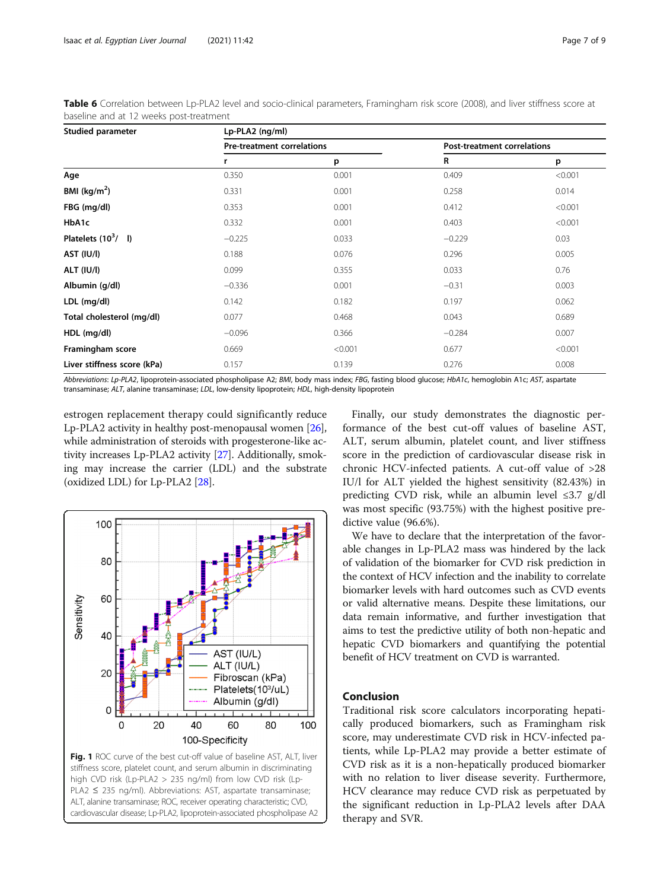**Table 6** Correlation between Lp-PLA2 level and socio-clinical parameters, Framingham risk score (2008), and liver stiffness score at baseline and at 12 weeks post-treatment

| Studied parameter | Lp-PLA2 (ng/ml) | | | |
|---|---|---|---|---|
| | Pre-treatment correlations | | Post-treatment correlations | |
| | r | p | R | p |
| **Age** | 0.350 | 0.001 | 0.409 | <0.001 |
| **BMI (kg/m$^2$)** | 0.331 | 0.001 | 0.258 | 0.014 |
| **FBG (mg/dl)** | 0.353 | 0.001 | 0.412 | <0.001 |
| **HbA1c** | 0.332 | 0.001 | 0.403 | <0.001 |
| **Platelets (10$^3$/ l)** | −0.225 | 0.033 | −0.229 | 0.03 |
| **AST (IU/l)** | 0.188 | 0.076 | 0.296 | 0.005 |
| **ALT (IU/l)** | 0.099 | 0.355 | 0.033 | 0.76 |
| **Albumin (g/dl)** | −0.336 | 0.001 | −0.31 | 0.003 |
| **LDL (mg/dl)** | 0.142 | 0.182 | 0.197 | 0.062 |
| **Total cholesterol (mg/dl)** | 0.077 | 0.468 | 0.043 | 0.689 |
| **HDL (mg/dl)** | −0.096 | 0.366 | −0.284 | 0.007 |
| **Framingham score** | 0.669 | <0.001 | 0.677 | <0.001 |
| **Liver stiffness score (kPa)** | 0.157 | 0.139 | 0.276 | 0.008 |

*Abbreviations*: *Lp-PLA2*, lipoprotein-associated phospholipase A2; *BMI*, body mass index; *FBG*, fasting blood glucose; *HbA1c*, hemoglobin A1c; *AST*, aspartate transaminase; *ALT*, alanine transaminase; *LDL*, low-density lipoprotein; *HDL*, high-density lipoprotein

estrogen replacement therapy could significantly reduce Lp-PLA2 activity in healthy post-menopausal women [26], while administration of steroids with progesterone-like activity increases Lp-PLA2 activity [27]. Additionally, smoking may increase the carrier (LDL) and the substrate (oxidized LDL) for Lp-PLA2 [28].

**Fig. 1** ROC curve of the best cut-off value of baseline AST, ALT, liver stiffness score, platelet count, and serum albumin in discriminating high CVD risk (Lp-PLA2 > 235 ng/ml) from low CVD risk (Lp-PLA2 ≤ 235 ng/ml). Abbreviations: AST, aspartate transaminase; ALT, alanine transaminase; ROC, receiver operating characteristic; CVD, cardiovascular disease; Lp-PLA2, lipoprotein-associated phospholipase A2

Finally, our study demonstrates the diagnostic performance of the best cut-off values of baseline AST, ALT, serum albumin, platelet count, and liver stiffness score in the prediction of cardiovascular disease risk in chronic HCV-infected patients. A cut-off value of >28 IU/l for ALT yielded the highest sensitivity (82.43%) in predicting CVD risk, while an albumin level ≤3.7 g/dl was most specific (93.75%) with the highest positive predictive value (96.6%).

We have to declare that the interpretation of the favorable changes in Lp-PLA2 mass was hindered by the lack of validation of the biomarker for CVD risk prediction in the context of HCV infection and the inability to correlate biomarker levels with hard outcomes such as CVD events or valid alternative means. Despite these limitations, our data remain informative, and further investigation that aims to test the predictive utility of both non-hepatic and hepatic CVD biomarkers and quantifying the potential benefit of HCV treatment on CVD is warranted.

## Conclusion

Traditional risk score calculators incorporating hepatically produced biomarkers, such as Framingham risk score, may underestimate CVD risk in HCV-infected patients, while Lp-PLA2 may provide a better estimate of CVD risk as it is a non-hepatically produced biomarker with no relation to liver disease severity. Furthermore, HCV clearance may reduce CVD risk as perpetuated by the significant reduction in Lp-PLA2 levels after DAA therapy and SVR.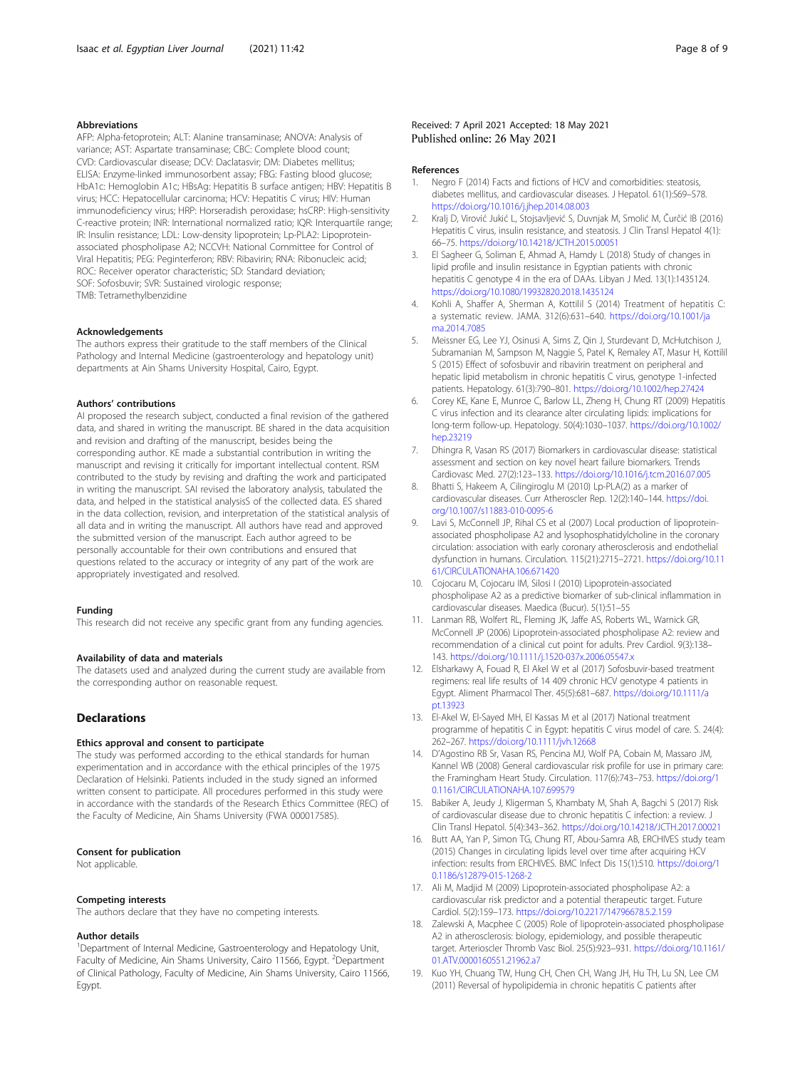### Abbreviations

AFP: Alpha-fetoprotein; ALT: Alanine transaminase; ANOVA: Analysis of variance; AST: Aspartate transaminase; CBC: Complete blood count; CVD: Cardiovascular disease; DCV: Daclatasvir; DM: Diabetes mellitus; ELISA: Enzyme-linked immunosorbent assay; FBG: Fasting blood glucose; HbA1c: Hemoglobin A1c; HBsAg: Hepatitis B surface antigen; HBV: Hepatitis B virus; HCC: Hepatocellular carcinoma; HCV: Hepatitis C virus; HIV: Human immunodeficiency virus; HRP: Horseradish peroxidase; hsCRP: High-sensitivity C-reactive protein; INR: International normalized ratio; IQR: Interquartile range; IR: Insulin resistance; LDL: Low-density lipoprotein; Lp-PLA2: Lipoprotein-associated phospholipase A2; NCCVH: National Committee for Control of Viral Hepatitis; PEG: Peginterferon; RBV: Ribavirin; RNA: Ribonucleic acid; ROC: Receiver operator characteristic; SD: Standard deviation; SOF: Sofosbuvir; SVR: Sustained virologic response; TMB: Tetramethylbenzidine

### Acknowledgements

The authors express their gratitude to the staff members of the Clinical Pathology and Internal Medicine (gastroenterology and hepatology unit) departments at Ain Shams University Hospital, Cairo, Egypt.

### Authors' contributions

AI proposed the research subject, conducted a final revision of the gathered data, and shared in writing the manuscript. BE shared in the data acquisition and revision and drafting of the manuscript, besides being the corresponding author. KE made a substantial contribution in writing the manuscript and revising it critically for important intellectual content. RSM contributed to the study by revising and drafting the work and participated in writing the manuscript. SAI revised the laboratory analysis, tabulated the data, and helped in the statistical analysisS of the collected data. ES shared in the data collection, revision, and interpretation of the statistical analysis of all data and in writing the manuscript. All authors have read and approved the submitted version of the manuscript. Each author agreed to be personally accountable for their own contributions and ensured that questions related to the accuracy or integrity of any part of the work are appropriately investigated and resolved.

### Funding

This research did not receive any specific grant from any funding agencies.

### Availability of data and materials

The datasets used and analyzed during the current study are available from the corresponding author on reasonable request.

## Declarations

### Ethics approval and consent to participate

The study was performed according to the ethical standards for human experimentation and in accordance with the ethical principles of the 1975 Declaration of Helsinki. Patients included in the study signed an informed written consent to participate. All procedures performed in this study were in accordance with the standards of the Research Ethics Committee (REC) of the Faculty of Medicine, Ain Shams University (FWA 000017585).

### Consent for publication

Not applicable.

### Competing interests

The authors declare that they have no competing interests.

### Author details

[1]Department of Internal Medicine, Gastroenterology and Hepatology Unit, Faculty of Medicine, Ain Shams University, Cairo 11566, Egypt. [2]Department of Clinical Pathology, Faculty of Medicine, Ain Shams University, Cairo 11566, Egypt.

Received: 7 April 2021 Accepted: 18 May 2021
Published online: 26 May 2021

### References

1. Negro F (2014) Facts and fictions of HCV and comorbidities: steatosis, diabetes mellitus, and cardiovascular diseases. J Hepatol. 61(1):S69–S78. https://doi.org/10.1016/j.jhep.2014.08.003
2. Kralj D, Virović Jukić L, Stojsavljević S, Duvnjak M, Smolić M, Čurčić IB (2016) Hepatitis C virus, insulin resistance, and steatosis. J Clin Transl Hepatol 4(1): 66–75. https://doi.org/10.14218/JCTH.2015.00051
3. El Sagheer G, Soliman E, Ahmad A, Hamdy L (2018) Study of changes in lipid profile and insulin resistance in Egyptian patients with chronic hepatitis C genotype 4 in the era of DAAs. Libyan J Med. 13(1):1435124. https://doi.org/10.1080/19932820.2018.1435124
4. Kohli A, Shaffer A, Sherman A, Kottilil S (2014) Treatment of hepatitis C: a systematic review. JAMA. 312(6):631–640. https://doi.org/10.1001/jama.2014.7085
5. Meissner EG, Lee YJ, Osinusi A, Sims Z, Qin J, Sturdevant D, McHutchison J, Subramanian M, Sampson M, Naggie S, Patel K, Remaley AT, Masur H, Kottilil S (2015) Effect of sofosbuvir and ribavirin treatment on peripheral and hepatic lipid metabolism in chronic hepatitis C virus, genotype 1-infected patients. Hepatology. 61(3):790–801. https://doi.org/10.1002/hep.27424
6. Corey KE, Kane E, Munroe C, Barlow LL, Zheng H, Chung RT (2009) Hepatitis C virus infection and its clearance alter circulating lipids: implications for long-term follow-up. Hepatology. 50(4):1030–1037. https://doi.org/10.1002/hep.23219
7. Dhingra R, Vasan RS (2017) Biomarkers in cardiovascular disease: statistical assessment and section on key novel heart failure biomarkers. Trends Cardiovasc Med. 27(2):123–133. https://doi.org/10.1016/j.tcm.2016.07.005
8. Bhatti S, Hakeem A, Cilingiroglu M (2010) Lp-PLA(2) as a marker of cardiovascular diseases. Curr Atheroscler Rep. 12(2):140–144. https://doi.org/10.1007/s11883-010-0095-6
9. Lavi S, McConnell JP, Rihal CS et al (2007) Local production of lipoprotein-associated phospholipase A2 and lysophosphatidylcholine in the coronary circulation: association with early coronary atherosclerosis and endothelial dysfunction in humans. Circulation. 115(21):2715–2721. https://doi.org/10.1161/CIRCULATIONAHA.106.671420
10. Cojocaru M, Cojocaru IM, Silosi I (2010) Lipoprotein-associated phospholipase A2 as a predictive biomarker of sub-clinical inflammation in cardiovascular diseases. Maedica (Bucur). 5(1):51–55
11. Lanman RB, Wolfert RL, Fleming JK, Jaffe AS, Roberts WL, Warnick GR, McConnell JP (2006) Lipoprotein-associated phospholipase A2: review and recommendation of a clinical cut point for adults. Prev Cardiol. 9(3):138–143. https://doi.org/10.1111/j.1520-037x.2006.05547.x
12. Elsharkawy A, Fouad R, El Akel W et al (2017) Sofosbuvir-based treatment regimens: real life results of 14 409 chronic HCV genotype 4 patients in Egypt. Aliment Pharmacol Ther. 45(5):681–687. https://doi.org/10.1111/apt.13923
13. El-Akel W, El-Sayed MH, El Kassas M et al (2017) National treatment programme of hepatitis C in Egypt: hepatitis C virus model of care. S. 24(4): 262–267. https://doi.org/10.1111/jvh.12668
14. D'Agostino RB Sr, Vasan RS, Pencina MJ, Wolf PA, Cobain M, Massaro JM, Kannel WB (2008) General cardiovascular risk profile for use in primary care: the Framingham Heart Study. Circulation. 117(6):743–753. https://doi.org/10.1161/CIRCULATIONAHA.107.699579
15. Babiker A, Jeudy J, Kligerman S, Khambaty M, Shah A, Bagchi S (2017) Risk of cardiovascular disease due to chronic hepatitis C infection: a review. J Clin Transl Hepatol. 5(4):343–362. https://doi.org/10.14218/JCTH.2017.00021
16. Butt AA, Yan P, Simon TG, Chung RT, Abou-Samra AB, ERCHIVES study team (2015) Changes in circulating lipids level over time after acquiring HCV infection: results from ERCHIVES. BMC Infect Dis 15(1):510. https://doi.org/10.1186/s12879-015-1268-2
17. Ali M, Madjid M (2009) Lipoprotein-associated phospholipase A2: a cardiovascular risk predictor and a potential therapeutic target. Future Cardiol. 5(2):159–173. https://doi.org/10.2217/14796678.5.2.159
18. Zalewski A, Macphee C (2005) Role of lipoprotein-associated phospholipase A2 in atherosclerosis: biology, epidemiology, and possible therapeutic target. Arterioscler Thromb Vasc Biol. 25(5):923–931. https://doi.org/10.1161/01.ATV.0000160551.21962.a7
19. Kuo YH, Chuang TW, Hung CH, Chen CH, Wang JH, Hu TH, Lu SN, Lee CM (2011) Reversal of hypolipidemia in chronic hepatitis C patients after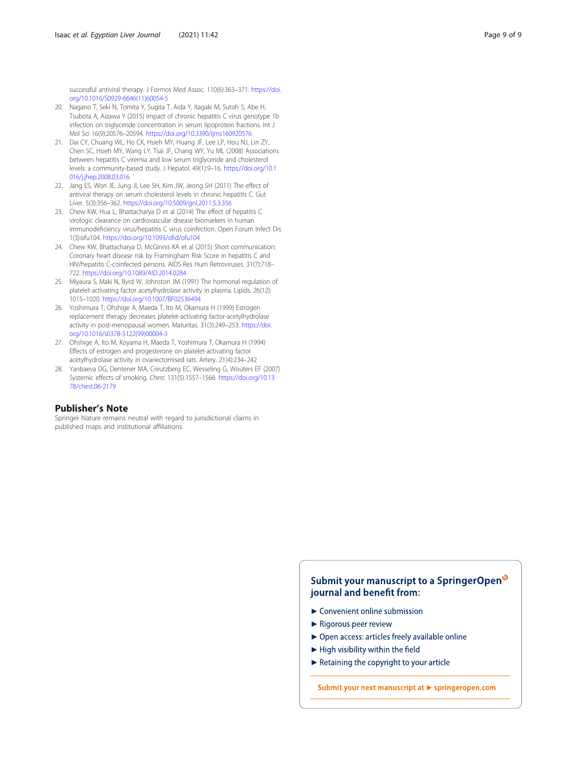successful antiviral therapy. J Formos Med Assoc. 110(6):363–371. https://doi.org/10.1016/S0929-6646(11)60054-5

20. Nagano T, Seki N, Tomita Y, Sugita T, Aida Y, Itagaki M, Sutoh S, Abe H, Tsubota A, Aizawa Y (2015) Impact of chronic hepatitis C virus genotype 1b infection on triglyceride concentration in serum lipoprotein fractions. Int J Mol Sci 16(9):20576–20594. https://doi.org/10.3390/ijms160920576
21. Dai CY, Chuang WL, Ho CK, Hsieh MY, Huang JF, Lee LP, Hou NJ, Lin ZY, Chen SC, Hsieh MY, Wang LY, Tsai JF, Chang WY, Yu ML (2008) Associations between hepatitis C viremia and low serum triglyceride and cholesterol levels: a community-based study. J Hepatol. 49(1):9–16. https://doi.org/10.1016/j.jhep.2008.03.016
22. Jang ES, Won JE, Jung JI, Lee SH, Kim JW, Jeong SH (2011) The effect of antiviral therapy on serum cholesterol levels in chronic hepatitis C. Gut Liver. 5(3):356–362. https://doi.org/10.5009/gnl.2011.5.3.356
23. Chew KW, Hua L, Bhattacharya D et al (2014) The effect of hepatitis C virologic clearance on cardiovascular disease biomarkers in human immunodeficiency virus/hepatitis C virus coinfection. Open Forum Infect Dis 1(3):ofu104. https://doi.org/10.1093/ofid/ofu104
24. Chew KW, Bhattacharya D, McGinnis KA et al (2015) Short communication: Coronary heart disease risk by Framingham Risk Score in hepatitis C and HIV/hepatitis C-coinfected persons. AIDS Res Hum Retroviruses. 31(7):718–722. https://doi.org/10.1089/AID.2014.0284
25. Miyaura S, Maki N, Byrd W, Johnston JM (1991) The hormonal regulation of platelet-activating factor acetylhydrolase activity in plasma. Lipids. 26(12):1015–1020. https://doi.org/10.1007/BF02536494
26. Yoshimura T, Ohshige A, Maeda T, Ito M, Okamura H (1999) Estrogen replacement therapy decreases platelet-activating factor-acetylhydrolase activity in post-menopausal women. Maturitas. 31(3):249–253. https://doi.org/10.1016/s0378-5122(99)00004-3
27. Ohshige A, Ito M, Koyama H, Maeda T, Yoshimura T, Okamura H (1994) Effects of estrogen and progesterone on platelet-activating factor acetylhydrolase activity in ovariectomised rats. Artery. 21(4):234–242
28. Yanbaeva DG, Dentener MA, Creutzberg EC, Wesseling G, Wouters EF (2007) Systemic effects of smoking. *Chest*. 131(5):1557–1566. https://doi.org/10.1378/chest.06-2179

## Publisher's Note

Springer Nature remains neutral with regard to jurisdictional claims in published maps and institutional affiliations.

**Submit your manuscript to a SpringerOpen journal and benefit from:**

- ► Convenient online submission
- ► Rigorous peer review
- ► Open access: articles freely available online
- ► High visibility within the field
- ► Retaining the copyright to your article

**Submit your next manuscript at ► springeropen.com**